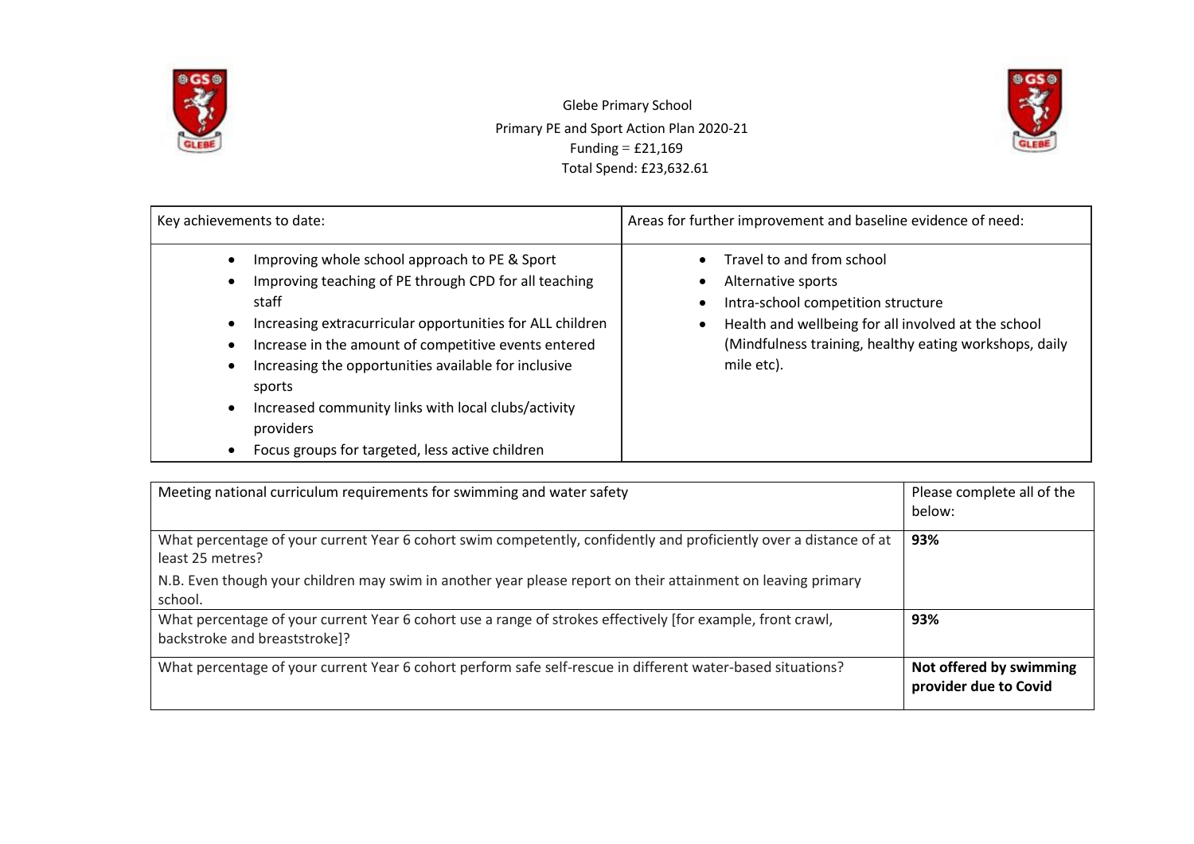Glebe Primary School

Primary PE and Sport Action Plan 2020-21

Funding = £21,169

Total Spend: £23,632.61

| Key achievements to date: | Areas for further improvement and baseline evidence of need: |
|---|---|
| • Improving whole school approach to PE & Sport<br>• Improving teaching of PE through CPD for all teaching staff<br>• Increasing extracurricular opportunities for ALL children<br>• Increase in the amount of competitive events entered<br>• Increasing the opportunities available for inclusive sports<br>• Increased community links with local clubs/activity providers<br>• Focus groups for targeted, less active children | • Travel to and from school<br>• Alternative sports<br>• Intra-school competition structure<br>• Health and wellbeing for all involved at the school (Mindfulness training, healthy eating workshops, daily mile etc). |

| Meeting national curriculum requirements for swimming and water safety | Please complete all of the below: |
|---|---|
| What percentage of your current Year 6 cohort swim competently, confidently and proficiently over a distance of at least 25 metres?<br>N.B. Even though your children may swim in another year please report on their attainment on leaving primary school. | **93%** |
| What percentage of your current Year 6 cohort use a range of strokes effectively [for example, front crawl, backstroke and breaststroke]? | **93%** |
| What percentage of your current Year 6 cohort perform safe self-rescue in different water-based situations? | **Not offered by swimming provider due to Covid** |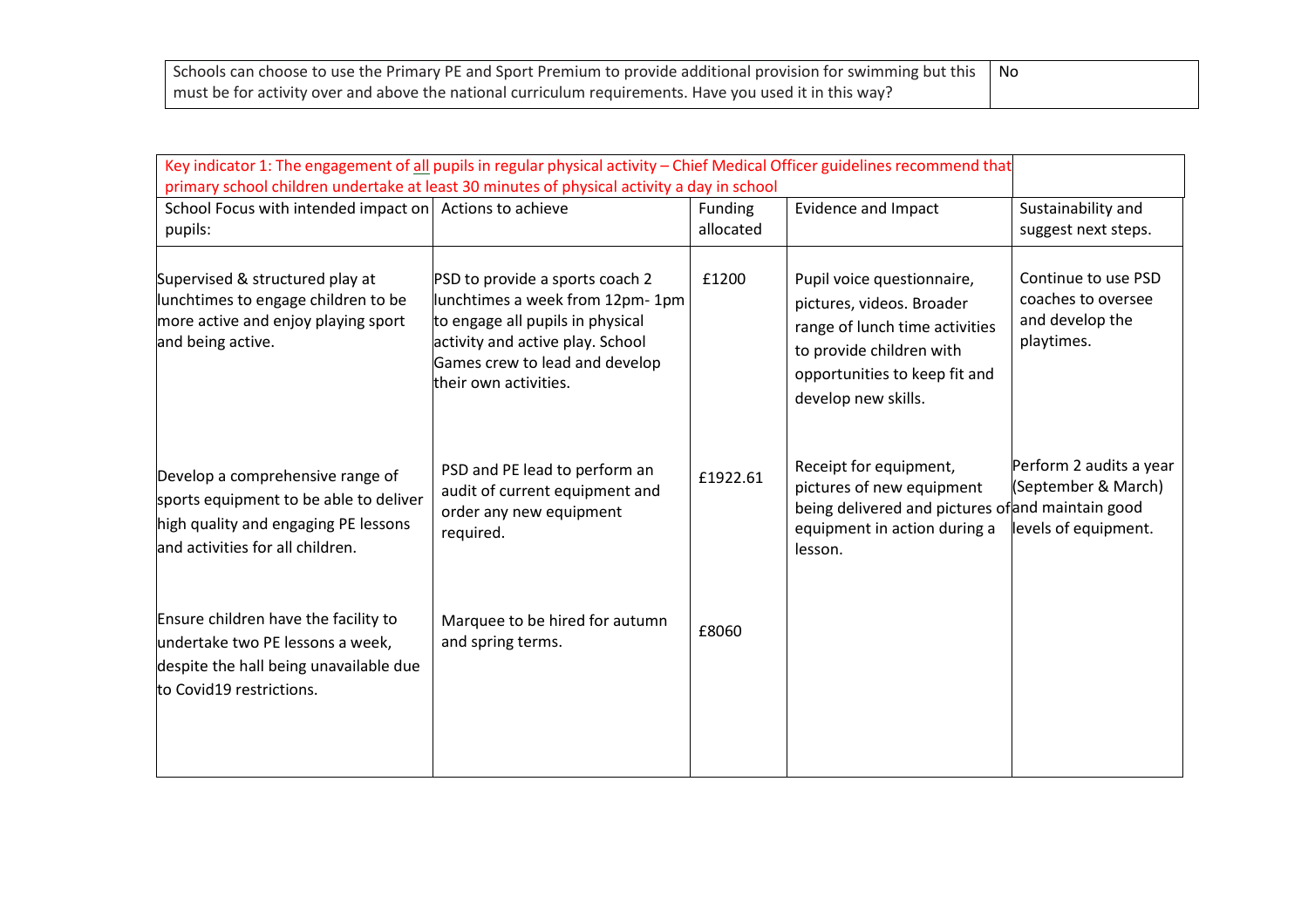| Schools can choose to use the Primary PE and Sport Premium to provide additional provision for swimming but this must be for activity over and above the national curriculum requirements. Have you used it in this way? | No |
|---|---|

| Key indicator 1: The engagement of all pupils in regular physical activity – Chief Medical Officer guidelines recommend that primary school children undertake at least 30 minutes of physical activity a day in school | | | | |
|---|---|---|---|---|
| School Focus with intended impact on pupils: | Actions to achieve | Funding allocated | Evidence and Impact | Sustainability and suggest next steps. |
| Supervised & structured play at lunchtimes to engage children to be more active and enjoy playing sport and being active. | PSD to provide a sports coach 2 lunchtimes a week from 12pm- 1pm to engage all pupils in physical activity and active play. School Games crew to lead and develop their own activities. | £1200 | Pupil voice questionnaire, pictures, videos. Broader range of lunch time activities to provide children with opportunities to keep fit and develop new skills. | Continue to use PSD coaches to oversee and develop the playtimes. |
| Develop a comprehensive range of sports equipment to be able to deliver high quality and engaging PE lessons and activities for all children. | PSD and PE lead to perform an audit of current equipment and order any new equipment required. | £1922.61 | Receipt for equipment, pictures of new equipment being delivered and pictures of equipment in action during a lesson. | Perform 2 audits a year (September & March) and maintain good levels of equipment. |
| Ensure children have the facility to undertake two PE lessons a week, despite the hall being unavailable due to Covid19 restrictions. | Marquee to be hired for autumn and spring terms. | £8060 | | |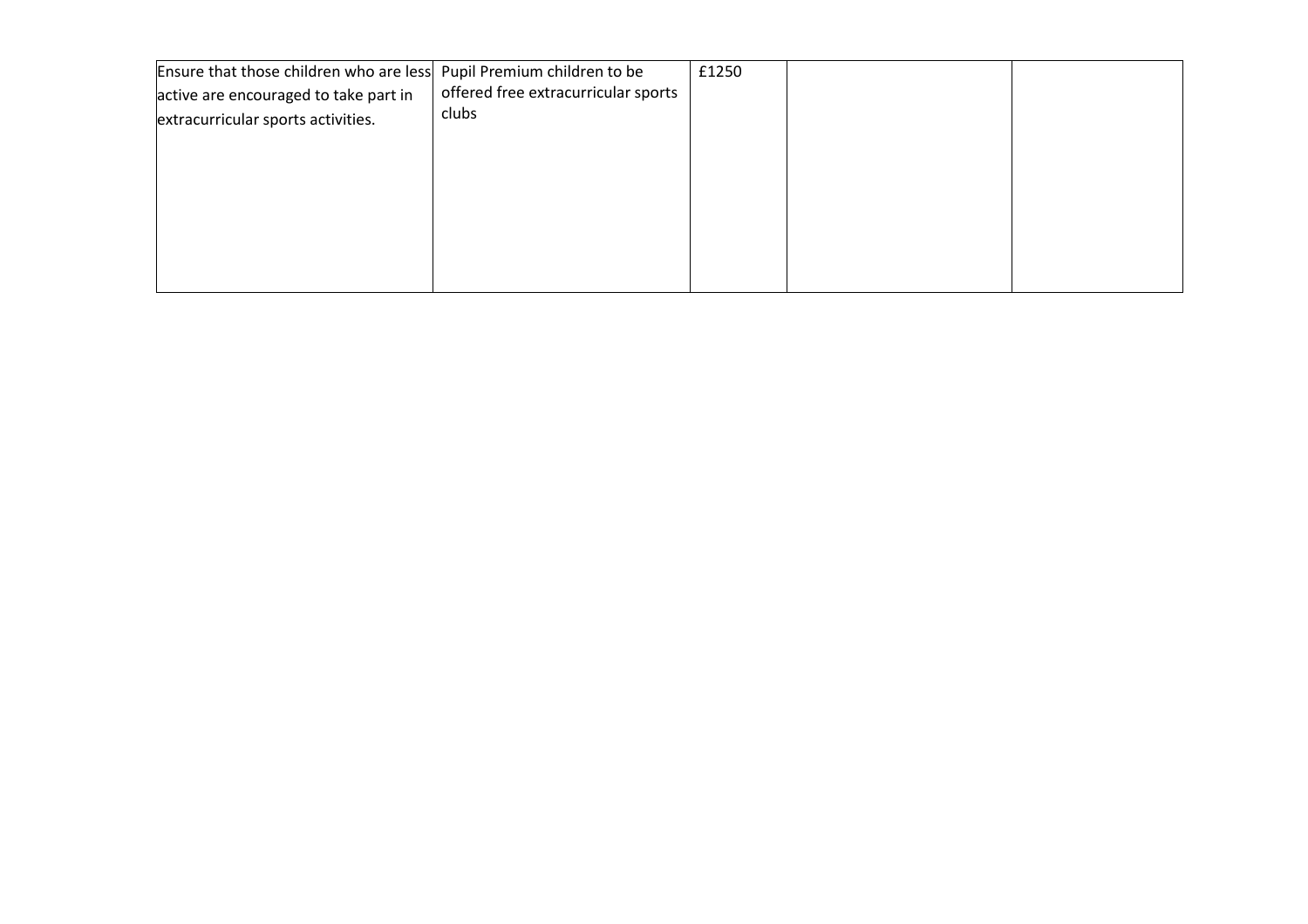| | | | | |
|---|---|---|---|---|
| Ensure that those children who are less active are encouraged to take part in extracurricular sports activities. | Pupil Premium children to be offered free extracurricular sports clubs | £1250 | | |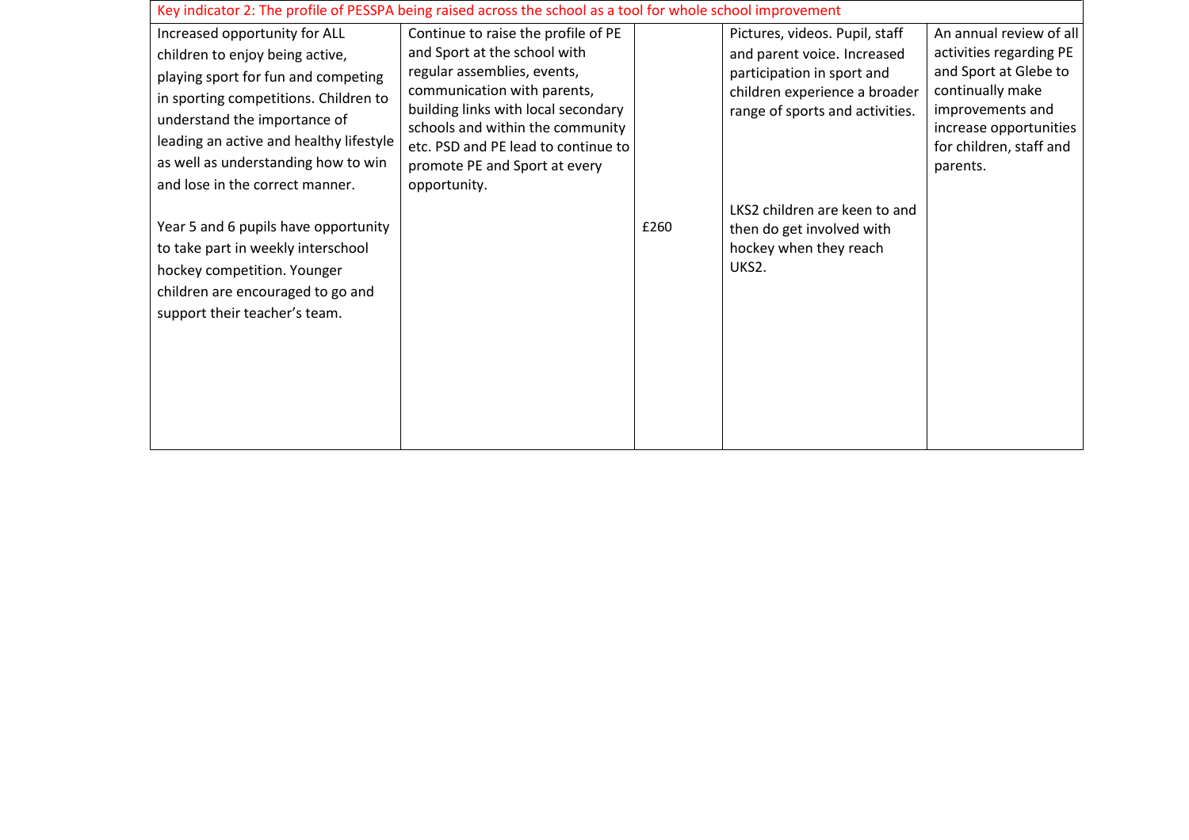| Key indicator 2: The profile of PESSPA being raised across the school as a tool for whole school improvement | | | | |
|---|---|---|---|---|
| Increased opportunity for ALL children to enjoy being active, playing sport for fun and competing in sporting competitions. Children to understand the importance of leading an active and healthy lifestyle as well as understanding how to win and lose in the correct manner. | Continue to raise the profile of PE and Sport at the school with regular assemblies, events, communication with parents, building links with local secondary schools and within the community etc. PSD and PE lead to continue to promote PE and Sport at every opportunity. | | Pictures, videos. Pupil, staff and parent voice. Increased participation in sport and children experience a broader range of sports and activities. | An annual review of all activities regarding PE and Sport at Glebe to continually make improvements and increase opportunities for children, staff and parents. |
| Year 5 and 6 pupils have opportunity to take part in weekly interschool hockey competition. Younger children are encouraged to go and support their teacher's team. | | £260 | LKS2 children are keen to and then do get involved with hockey when they reach UKS2. | |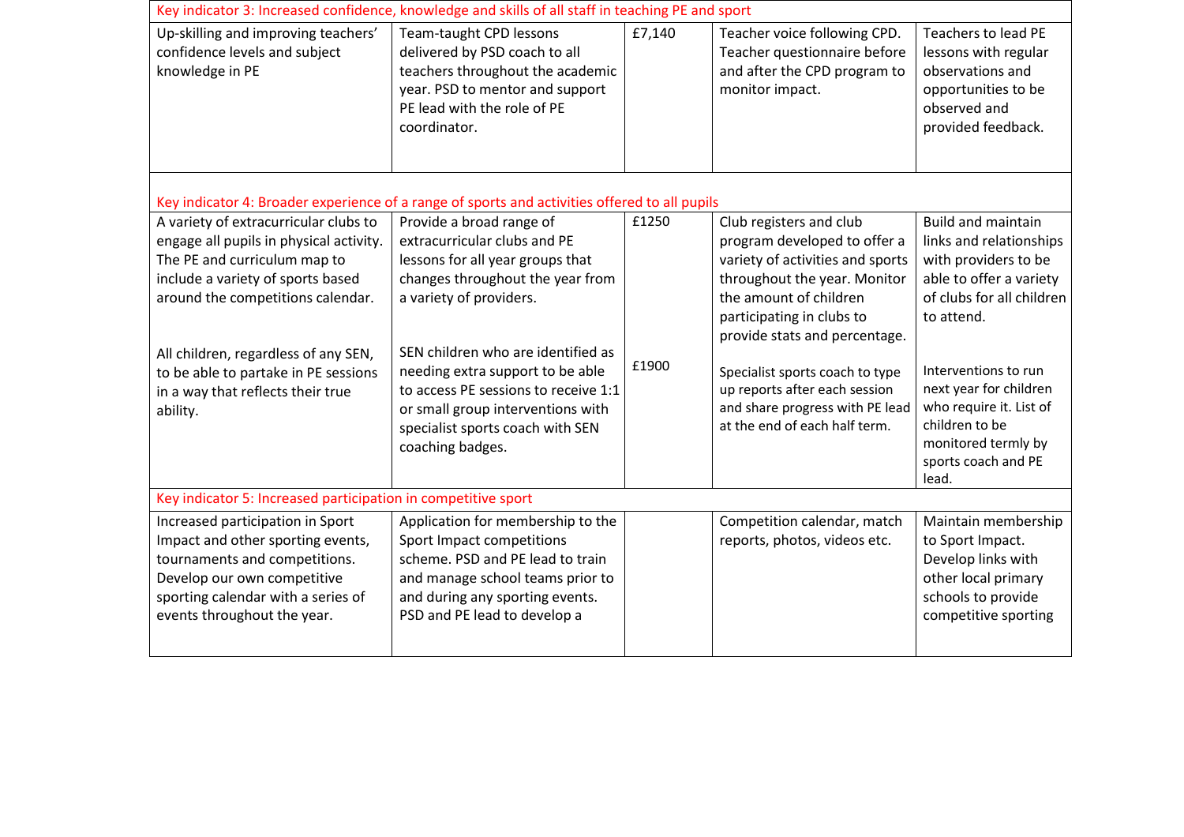| Key indicator 3: Increased confidence, knowledge and skills of all staff in teaching PE and sport | | | | |
|---|---|---|---|---|
| Up-skilling and improving teachers' confidence levels and subject knowledge in PE | Team-taught CPD lessons delivered by PSD coach to all teachers throughout the academic year. PSD to mentor and support PE lead with the role of PE coordinator. | £7,140 | Teacher voice following CPD. Teacher questionnaire before and after the CPD program to monitor impact. | Teachers to lead PE lessons with regular observations and opportunities to be observed and provided feedback. |
| **Key indicator 4: Broader experience of a range of sports and activities offered to all pupils** | | | | |
| A variety of extracurricular clubs to engage all pupils in physical activity. The PE and curriculum map to include a variety of sports based around the competitions calendar. | Provide a broad range of extracurricular clubs and PE lessons for all year groups that changes throughout the year from a variety of providers. | £1250 | Club registers and club program developed to offer a variety of activities and sports throughout the year. Monitor the amount of children participating in clubs to provide stats and percentage. | Build and maintain links and relationships with providers to be able to offer a variety of clubs for all children to attend. |
| All children, regardless of any SEN, to be able to partake in PE sessions in a way that reflects their true ability. | SEN children who are identified as needing extra support to be able to access PE sessions to receive 1:1 or small group interventions with specialist sports coach with SEN coaching badges. | £1900 | Specialist sports coach to type up reports after each session and share progress with PE lead at the end of each half term. | Interventions to run next year for children who require it. List of children to be monitored termly by sports coach and PE lead. |
| **Key indicator 5: Increased participation in competitive sport** | | | | |
| Increased participation in Sport Impact and other sporting events, tournaments and competitions. Develop our own competitive sporting calendar with a series of events throughout the year. | Application for membership to the Sport Impact competitions scheme. PSD and PE lead to train and manage school teams prior to and during any sporting events. PSD and PE lead to develop a | | Competition calendar, match reports, photos, videos etc. | Maintain membership to Sport Impact. Develop links with other local primary schools to provide competitive sporting |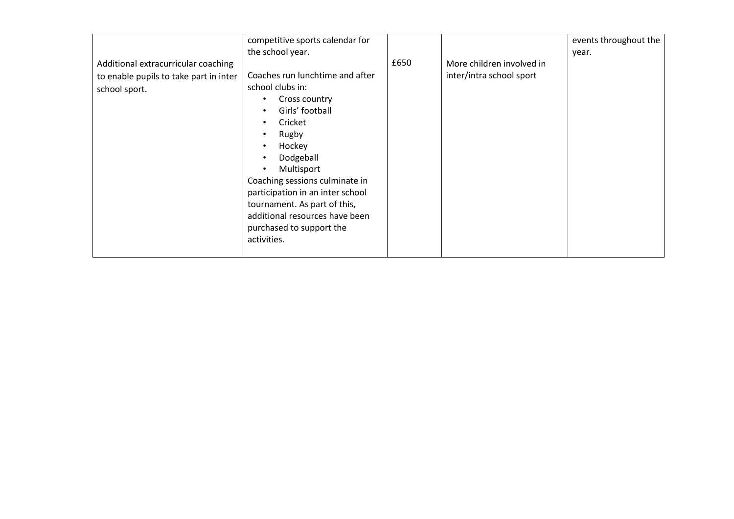| | | | | |
|---|---|---|---|---|
| Additional extracurricular coaching to enable pupils to take part in inter school sport. | competitive sports calendar for the school year.<br><br>Coaches run lunchtime and after school clubs in:<br>• Cross country<br>• Girls' football<br>• Cricket<br>• Rugby<br>• Hockey<br>• Dodgeball<br>• Multisport<br>Coaching sessions culminate in participation in an inter school tournament. As part of this, additional resources have been purchased to support the activities. | £650 | More children involved in inter/intra school sport | events throughout the year. |